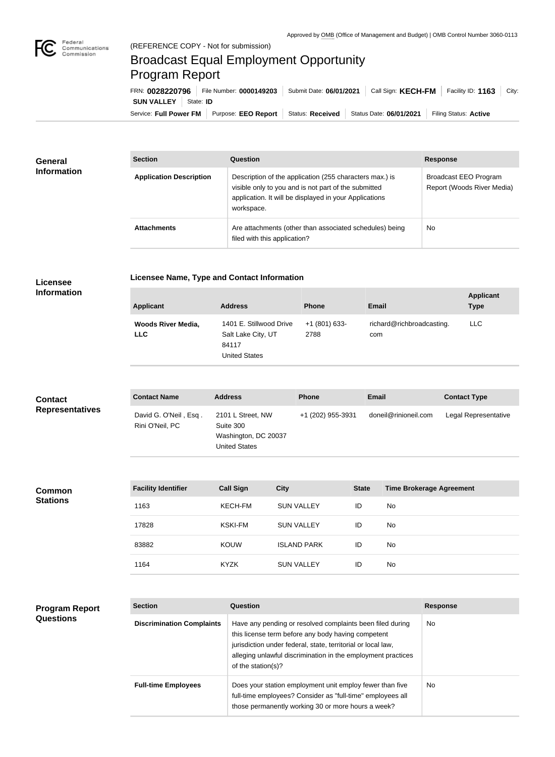Approved by OMB (Office of Management and Budget) | OMB Control Number 3060-0113

(REFERENCE COPY - Not for submission)

# Broadcast Equal Employment Opportunity Program Report

FRN: **0028220796** | File Number: **0000149203** | Submit Date: **06/01/2021** | Call Sign: **KECH-FM** | Facility ID: **1163** | City: **SUN VALLEY** | State: **ID**

Service: **Full Power FM** | Purpose: **EEO Report** | Status: **Received** | Status Date: **06/01/2021** | Filing Status: **Active**

## General Information

| Section | Question | Response |
| --- | --- | --- |
| **Application Description** | Description of the application (255 characters max.) is visible only to you and is not part of the submitted application. It will be displayed in your Applications workspace. | Broadcast EEO Program Report (Woods River Media) |
| **Attachments** | Are attachments (other than associated schedules) being filed with this application? | No |

## Licensee Information

**Licensee Name, Type and Contact Information**

| Applicant | Address | Phone | Email | Applicant Type |
| --- | --- | --- | --- | --- |
| **Woods River Media, LLC** | 1401 E. Stillwood Drive<br>Salt Lake City, UT 84117<br>United States | +1 (801) 633-2788 | richard@richbroadcasting.com | LLC |

## Contact Representatives

| Contact Name | Address | Phone | Email | Contact Type |
| --- | --- | --- | --- | --- |
| David G. O'Neil , Esq .<br>Rini O'Neil, PC | 2101 L Street, NW<br>Suite 300<br>Washington, DC 20037<br>United States | +1 (202) 955-3931 | doneil@rinioneil.com | Legal Representative |

## Common Stations

| Facility Identifier | Call Sign | City | State | Time Brokerage Agreement |
| --- | --- | --- | --- | --- |
| 1163 | KECH-FM | SUN VALLEY | ID | No |
| 17828 | KSKI-FM | SUN VALLEY | ID | No |
| 83882 | KOUW | ISLAND PARK | ID | No |
| 1164 | KYZK | SUN VALLEY | ID | No |

## Program Report Questions

| Section | Question | Response |
| --- | --- | --- |
| **Discrimination Complaints** | Have any pending or resolved complaints been filed during this license term before any body having competent jurisdiction under federal, state, territorial or local law, alleging unlawful discrimination in the employment practices of the station(s)? | No |
| **Full-time Employees** | Does your station employment unit employ fewer than five full-time employees? Consider as "full-time" employees all those permanently working 30 or more hours a week? | No |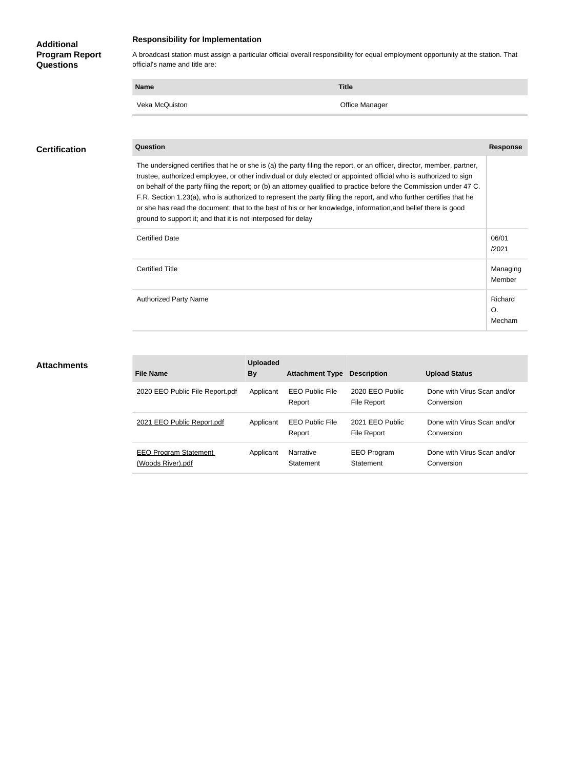## Additional Program Report Questions

### Responsibility for Implementation

A broadcast station must assign a particular official overall responsibility for equal employment opportunity at the station. That official's name and title are:

| Name | Title |
| --- | --- |
| Veka McQuiston | Office Manager |

## Certification

| Question | Response |
| --- | --- |
| The undersigned certifies that he or she is (a) the party filing the report, or an officer, director, member, partner, trustee, authorized employee, or other individual or duly elected or appointed official who is authorized to sign on behalf of the party filing the report; or (b) an attorney qualified to practice before the Commission under 47 C.F.R. Section 1.23(a), who is authorized to represent the party filing the report, and who further certifies that he or she has read the document; that to the best of his or her knowledge, information,and belief there is good ground to support it; and that it is not interposed for delay | |
| Certified Date | 06/01/2021 |
| Certified Title | Managing Member |
| Authorized Party Name | Richard O. Mecham |

## Attachments

| File Name | Uploaded By | Attachment Type | Description | Upload Status |
| --- | --- | --- | --- | --- |
| 2020 EEO Public File Report.pdf | Applicant | EEO Public File Report | 2020 EEO Public File Report | Done with Virus Scan and/or Conversion |
| 2021 EEO Public Report.pdf | Applicant | EEO Public File Report | 2021 EEO Public File Report | Done with Virus Scan and/or Conversion |
| EEO Program Statement (Woods River).pdf | Applicant | Narrative Statement | EEO Program Statement | Done with Virus Scan and/or Conversion |